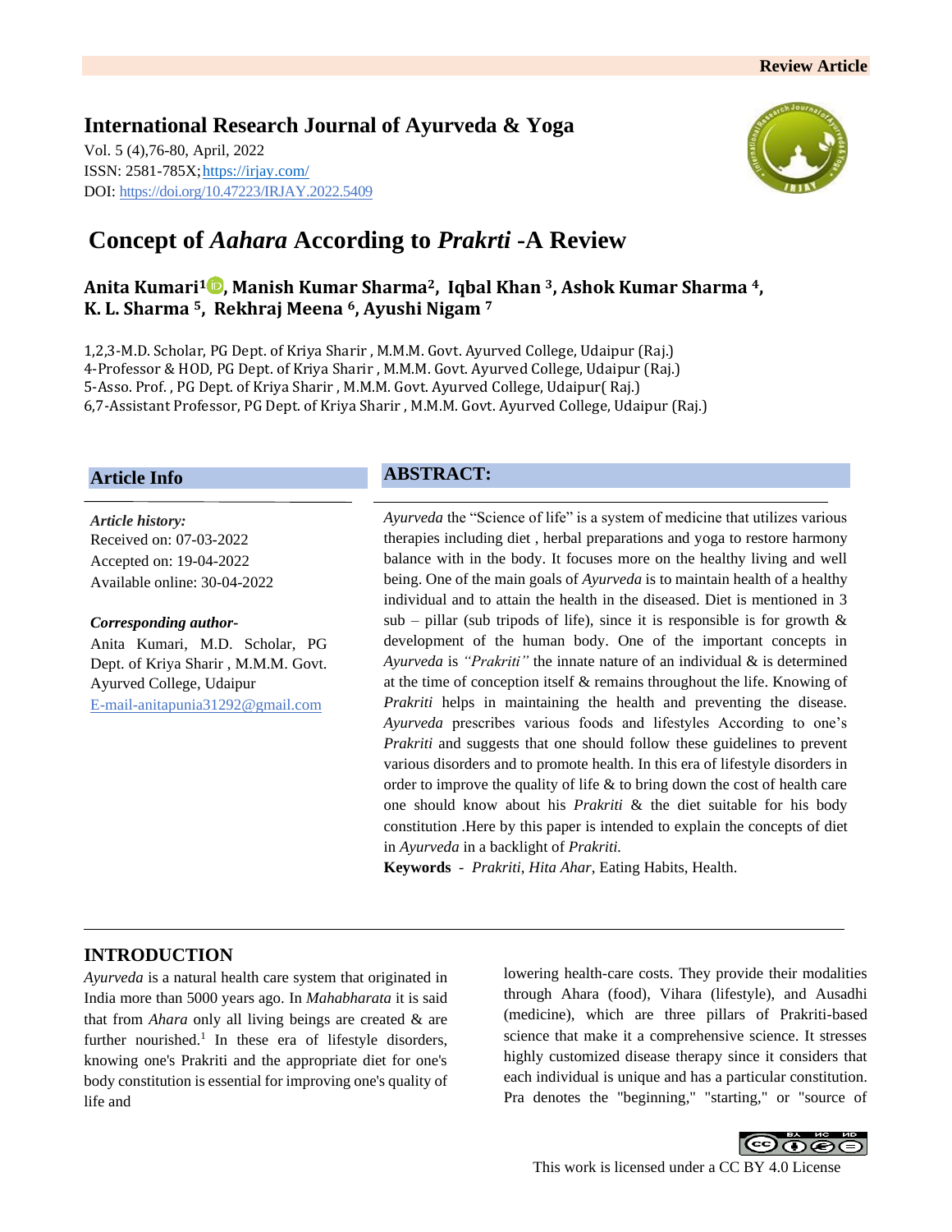Review Article

**International Research Journal of Ayurveda & Yoga**

Vol. 5 (4),76-80, April, 2022
ISSN: 2581-785X; https://irjay.com/
DOI: https://doi.org/10.47223/IRJAY.2022.5409

# Concept of *Aahara* According to *Prakrti* -A Review

**Anita Kumari[1], Manish Kumar Sharma[2], Iqbal Khan [3], Ashok Kumar Sharma [4], K. L. Sharma [5], Rekhraj Meena [6], Ayushi Nigam [7]**

1,2,3-M.D. Scholar, PG Dept. of Kriya Sharir , M.M.M. Govt. Ayurved College, Udaipur (Raj.)
4-Professor & HOD, PG Dept. of Kriya Sharir , M.M.M. Govt. Ayurved College, Udaipur (Raj.)
5-Asso. Prof. , PG Dept. of Kriya Sharir , M.M.M. Govt. Ayurved College, Udaipur( Raj.)
6,7-Assistant Professor, PG Dept. of Kriya Sharir , M.M.M. Govt. Ayurved College, Udaipur (Raj.)

## Article Info

*Article history:*
Received on: 07-03-2022
Accepted on: 19-04-2022
Available online: 30-04-2022

*Corresponding author-*
Anita Kumari, M.D. Scholar, PG Dept. of Kriya Sharir , M.M.M. Govt. Ayurved College, Udaipur
E-mail-anitapunia31292@gmail.com

## ABSTRACT:

*Ayurveda* the "Science of life" is a system of medicine that utilizes various therapies including diet , herbal preparations and yoga to restore harmony balance with in the body. It focuses more on the healthy living and well being. One of the main goals of *Ayurveda* is to maintain health of a healthy individual and to attain the health in the diseased. Diet is mentioned in 3 sub – pillar (sub tripods of life), since it is responsible is for growth & development of the human body. One of the important concepts in *Ayurveda* is *"Prakriti"* the innate nature of an individual & is determined at the time of conception itself & remains throughout the life. Knowing of *Prakriti* helps in maintaining the health and preventing the disease. *Ayurveda* prescribes various foods and lifestyles According to one's *Prakriti* and suggests that one should follow these guidelines to prevent various disorders and to promote health. In this era of lifestyle disorders in order to improve the quality of life & to bring down the cost of health care one should know about his *Prakriti* & the diet suitable for his body constitution .Here by this paper is intended to explain the concepts of diet in *Ayurveda* in a backlight of *Prakriti.*

**Keywords** - *Prakriti*, *Hita Ahar*, Eating Habits, Health.

## INTRODUCTION

*Ayurveda* is a natural health care system that originated in India more than 5000 years ago. In *Mahabharata* it is said that from *Ahara* only all living beings are created & are further nourished.[1] In these era of lifestyle disorders, knowing one's Prakriti and the appropriate diet for one's body constitution is essential for improving one's quality of life and lowering health-care costs. They provide their modalities through Ahara (food), Vihara (lifestyle), and Ausadhi (medicine), which are three pillars of Prakriti-based science that make it a comprehensive science. It stresses highly customized disease therapy since it considers that each individual is unique and has a particular constitution. Pra denotes the "beginning," "starting," or "source of

This work is licensed under a CC BY 4.0 License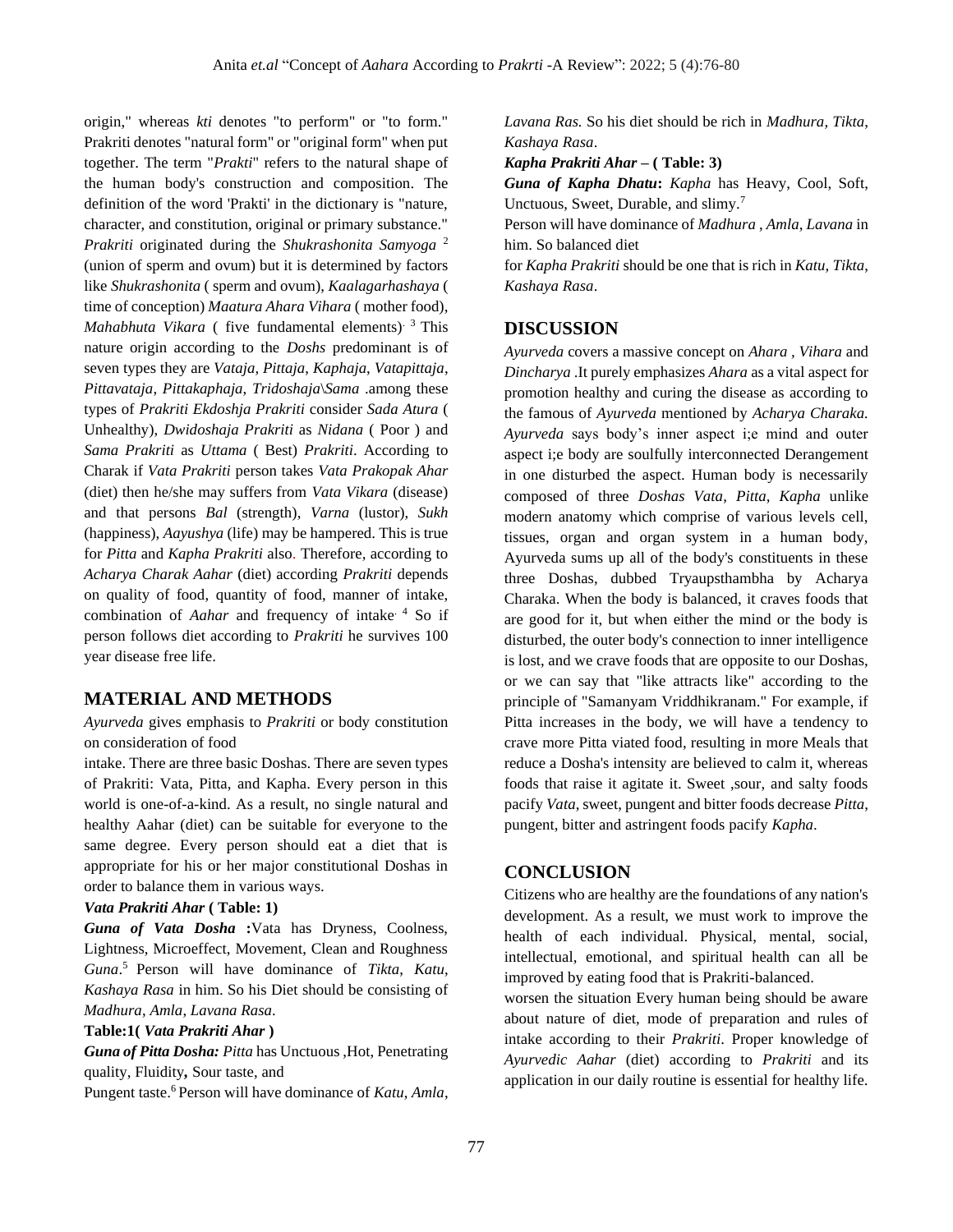origin," whereas *kti* denotes "to perform" or "to form." Prakriti denotes "natural form" or "original form" when put together. The term "*Prakti*" refers to the natural shape of the human body's construction and composition. The definition of the word 'Prakti' in the dictionary is "nature, character, and constitution, original or primary substance." *Prakriti* originated during the *Shukrashonita Samyoga* [2] (union of sperm and ovum) but it is determined by factors like *Shukrashonita* ( sperm and ovum), *Kaalagarhashaya* ( time of conception) *Maatura Ahara Vihara* ( mother food), *Mahabhuta Vikara* ( five fundamental elements). [3] This nature origin according to the *Doshs* predominant is of seven types they are *Vataja, Pittaja, Kaphaja, Vatapittaja, Pittavataja, Pittakaphaja, Tridoshaja\Sama* .among these types of *Prakriti Ekdoshja Prakriti* consider *Sada Atura* ( Unhealthy), *Dwidoshaja Prakriti* as *Nidana* ( Poor ) and *Sama Prakriti* as *Uttama* ( Best) *Prakriti*. According to Charak if *Vata Prakriti* person takes *Vata Prakopak Ahar* (diet) then he/she may suffers from *Vata Vikara* (disease) and that persons *Bal* (strength), *Varna* (lustor), *Sukh* (happiness), *Aayushya* (life) may be hampered. This is true for *Pitta* and *Kapha Prakriti* also. Therefore, according to *Acharya Charak Aahar* (diet) according *Prakriti* depends on quality of food, quantity of food, manner of intake, combination of *Aahar* and frequency of intake. [4] So if person follows diet according to *Prakriti* he survives 100 year disease free life.

## MATERIAL AND METHODS

*Ayurveda* gives emphasis to *Prakriti* or body constitution on consideration of food

intake. There are three basic Doshas. There are seven types of Prakriti: Vata, Pitta, and Kapha. Every person in this world is one-of-a-kind. As a result, no single natural and healthy Aahar (diet) can be suitable for everyone to the same degree. Every person should eat a diet that is appropriate for his or her major constitutional Doshas in order to balance them in various ways.

***Vata Prakriti Ahar* ( Table: 1)**

***Guna of Vata Dosha* :**Vata has Dryness, Coolness, Lightness, Microeffect, Movement, Clean and Roughness *Guna*.[5] Person will have dominance of *Tikta*, *Katu*, *Kashaya Rasa* in him. So his Diet should be consisting of *Madhura*, *Amla, Lavana Rasa*.

**Table:1( *Vata Prakriti Ahar* )**

***Guna of Pitta Dosha:*** *Pitta* has Unctuous ,Hot, Penetrating quality, Fluidity**,** Sour taste, and

Pungent taste.[6] Person will have dominance of *Katu*, *Amla*, *Lavana Ras.* So his diet should be rich in *Madhura, Tikta*, *Kashaya Rasa*.

***Kapha Prakriti Ahar* – ( Table: 3)**

***Guna of Kapha Dhatu*:** *Kapha* has Heavy, Cool, Soft, Unctuous, Sweet, Durable, and slimy.[7]

Person will have dominance of *Madhura* , *Amla*, *Lavana* in him. So balanced diet

for *Kapha Prakriti* should be one that is rich in *Katu*, *Tikta*, *Kashaya Rasa*.

## DISCUSSION

*Ayurveda* covers a massive concept on *Ahara* , *Vihara* and *Dincharya* .It purely emphasizes *Ahara* as a vital aspect for promotion healthy and curing the disease as according to the famous of *Ayurveda* mentioned by *Acharya Charaka.* *Ayurveda* says body's inner aspect i;e mind and outer aspect i;e body are soulfully interconnected Derangement in one disturbed the aspect. Human body is necessarily composed of three *Doshas Vata, Pitta, Kapha* unlike modern anatomy which comprise of various levels cell, tissues, organ and organ system in a human body, Ayurveda sums up all of the body's constituents in these three Doshas, dubbed Tryaupsthambha by Acharya Charaka. When the body is balanced, it craves foods that are good for it, but when either the mind or the body is disturbed, the outer body's connection to inner intelligence is lost, and we crave foods that are opposite to our Doshas, or we can say that "like attracts like" according to the principle of "Samanyam Vriddhikranam." For example, if Pitta increases in the body, we will have a tendency to crave more Pitta viated food, resulting in more Meals that reduce a Dosha's intensity are believed to calm it, whereas foods that raise it agitate it. Sweet ,sour, and salty foods pacify *Vata*, sweet, pungent and bitter foods decrease *Pitta*, pungent, bitter and astringent foods pacify *Kapha*.

## CONCLUSION

Citizens who are healthy are the foundations of any nation's development. As a result, we must work to improve the health of each individual. Physical, mental, social, intellectual, emotional, and spiritual health can all be improved by eating food that is Prakriti-balanced.

worsen the situation Every human being should be aware about nature of diet, mode of preparation and rules of intake according to their *Prakriti*. Proper knowledge of *Ayurvedic Aahar* (diet) according to *Prakriti* and its application in our daily routine is essential for healthy life.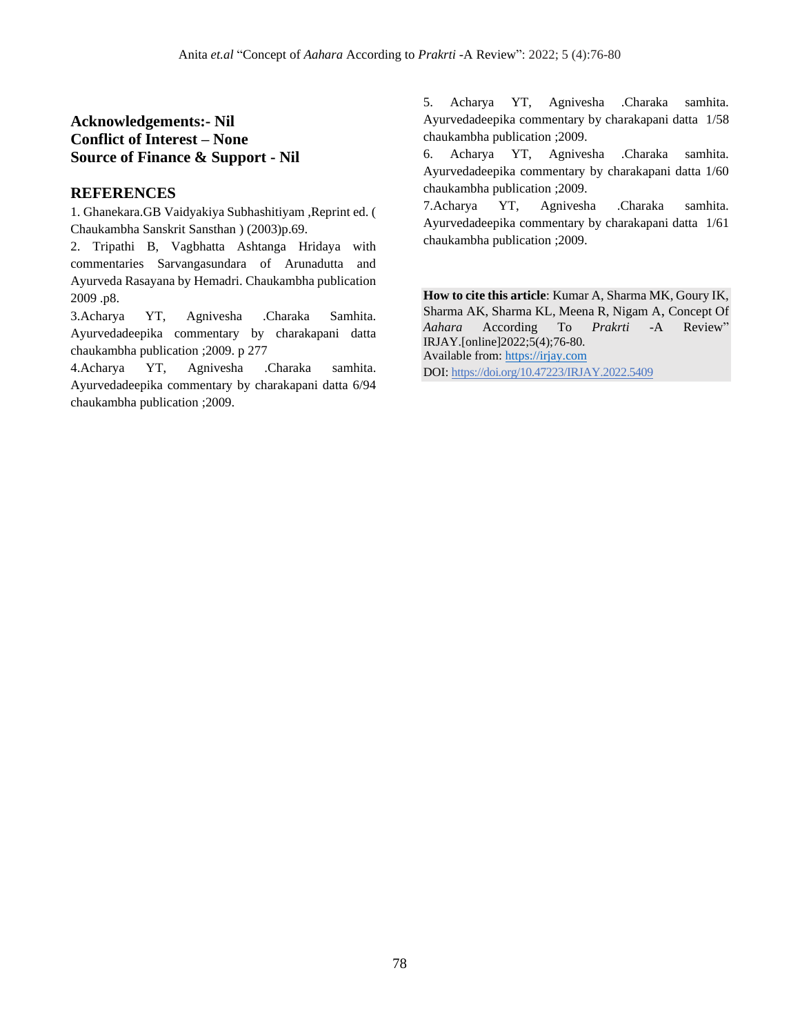**Acknowledgements:- Nil**
**Conflict of Interest – None**
**Source of Finance & Support - Nil**

## REFERENCES

1. Ghanekara.GB Vaidyakiya Subhashitiyam ,Reprint ed. ( Chaukambha Sanskrit Sansthan ) (2003)p.69.
2. Tripathi B, Vagbhatta Ashtanga Hridaya with commentaries Sarvangasundara of Arunadutta and Ayurveda Rasayana by Hemadri. Chaukambha publication 2009 .p8.
3. Acharya YT, Agnivesha .Charaka Samhita. Ayurvedadeepika commentary by charakapani datta chaukambha publication ;2009. p 277
4. Acharya YT, Agnivesha .Charaka samhita. Ayurvedadeepika commentary by charakapani datta 6/94 chaukambha publication ;2009.
5. Acharya YT, Agnivesha .Charaka samhita. Ayurvedadeepika commentary by charakapani datta 1/58 chaukambha publication ;2009.
6. Acharya YT, Agnivesha .Charaka samhita. Ayurvedadeepika commentary by charakapani datta 1/60 chaukambha publication ;2009.
7. Acharya YT, Agnivesha .Charaka samhita. Ayurvedadeepika commentary by charakapani datta 1/61 chaukambha publication ;2009.

**How to cite this article**: Kumar A, Sharma MK, Goury IK, Sharma AK, Sharma KL, Meena R, Nigam A, Concept Of *Aahara* According To *Prakrti* -A Review" IRJAY.[online]2022;5(4);76-80.
Available from: https://irjay.com
DOI: https://doi.org/10.47223/IRJAY.2022.5409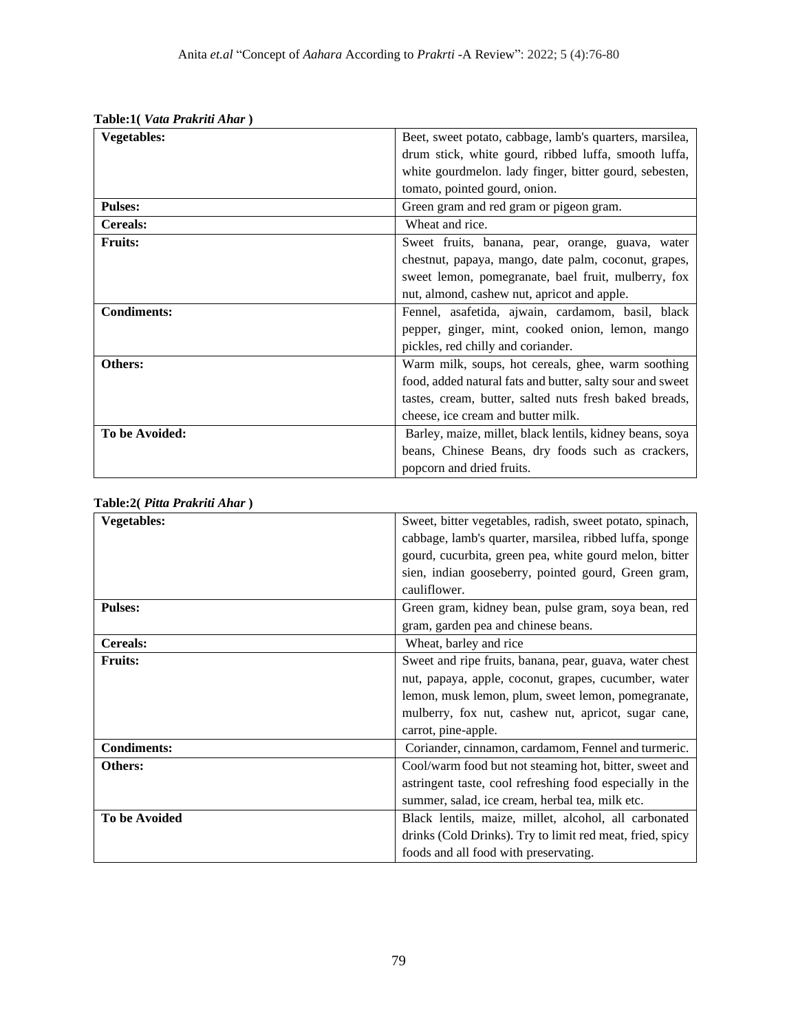**Table:1( *Vata Prakriti Ahar* )**

| **Vegetables:** | Beet, sweet potato, cabbage, lamb's quarters, marsilea, drum stick, white gourd, ribbed luffa, smooth luffa, white gourdmelon. lady finger, bitter gourd, sebesten, tomato, pointed gourd, onion. |
|---|---|
| **Pulses:** | Green gram and red gram or pigeon gram. |
| **Cereals:** | Wheat and rice. |
| **Fruits:** | Sweet fruits, banana, pear, orange, guava, water chestnut, papaya, mango, date palm, coconut, grapes, sweet lemon, pomegranate, bael fruit, mulberry, fox nut, almond, cashew nut, apricot and apple. |
| **Condiments:** | Fennel, asafetida, ajwain, cardamom, basil, black pepper, ginger, mint, cooked onion, lemon, mango pickles, red chilly and coriander. |
| **Others:** | Warm milk, soups, hot cereals, ghee, warm soothing food, added natural fats and butter, salty sour and sweet tastes, cream, butter, salted nuts fresh baked breads, cheese, ice cream and butter milk. |
| **To be Avoided:** | Barley, maize, millet, black lentils, kidney beans, soya beans, Chinese Beans, dry foods such as crackers, popcorn and dried fruits. |

**Table:2( *Pitta Prakriti Ahar* )**

| **Vegetables:** | Sweet, bitter vegetables, radish, sweet potato, spinach, cabbage, lamb's quarter, marsilea, ribbed luffa, sponge gourd, cucurbita, green pea, white gourd melon, bitter sien, indian gooseberry, pointed gourd, Green gram, cauliflower. |
|---|---|
| **Pulses:** | Green gram, kidney bean, pulse gram, soya bean, red gram, garden pea and chinese beans. |
| **Cereals:** | Wheat, barley and rice |
| **Fruits:** | Sweet and ripe fruits, banana, pear, guava, water chest nut, papaya, apple, coconut, grapes, cucumber, water lemon, musk lemon, plum, sweet lemon, pomegranate, mulberry, fox nut, cashew nut, apricot, sugar cane, carrot, pine-apple. |
| **Condiments:** | Coriander, cinnamon, cardamom, Fennel and turmeric. |
| **Others:** | Cool/warm food but not steaming hot, bitter, sweet and astringent taste, cool refreshing food especially in the summer, salad, ice cream, herbal tea, milk etc. |
| **To be Avoided** | Black lentils, maize, millet, alcohol, all carbonated drinks (Cold Drinks). Try to limit red meat, fried, spicy foods and all food with preservating. |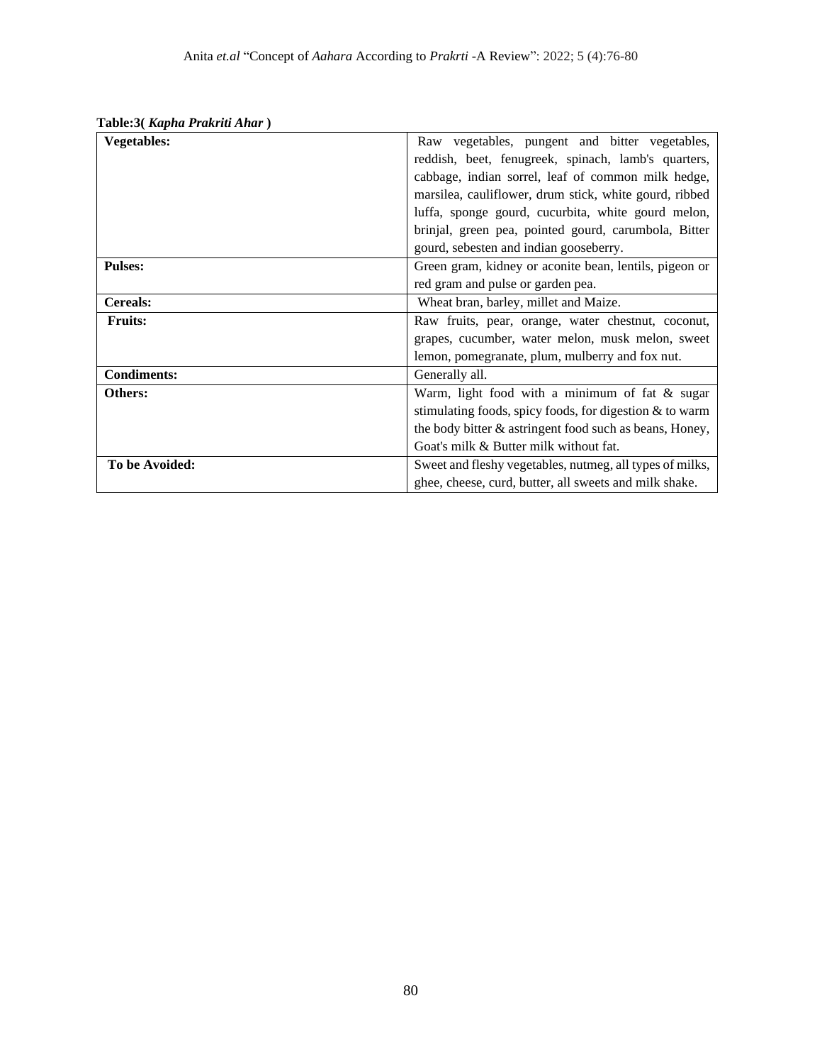**Table:3( *Kapha Prakriti Ahar* )**

| | |
|---|---|
| **Vegetables:** | Raw vegetables, pungent and bitter vegetables, reddish, beet, fenugreek, spinach, lamb's quarters, cabbage, indian sorrel, leaf of common milk hedge, marsilea, cauliflower, drum stick, white gourd, ribbed luffa, sponge gourd, cucurbita, white gourd melon, brinjal, green pea, pointed gourd, carumbola, Bitter gourd, sebesten and indian gooseberry. |
| **Pulses:** | Green gram, kidney or aconite bean, lentils, pigeon or red gram and pulse or garden pea. |
| **Cereals:** | Wheat bran, barley, millet and Maize. |
| **Fruits:** | Raw fruits, pear, orange, water chestnut, coconut, grapes, cucumber, water melon, musk melon, sweet lemon, pomegranate, plum, mulberry and fox nut. |
| **Condiments:** | Generally all. |
| **Others:** | Warm, light food with a minimum of fat & sugar stimulating foods, spicy foods, for digestion & to warm the body bitter & astringent food such as beans, Honey, Goat's milk & Butter milk without fat. |
| **To be Avoided:** | Sweet and fleshy vegetables, nutmeg, all types of milks, ghee, cheese, curd, butter, all sweets and milk shake. |